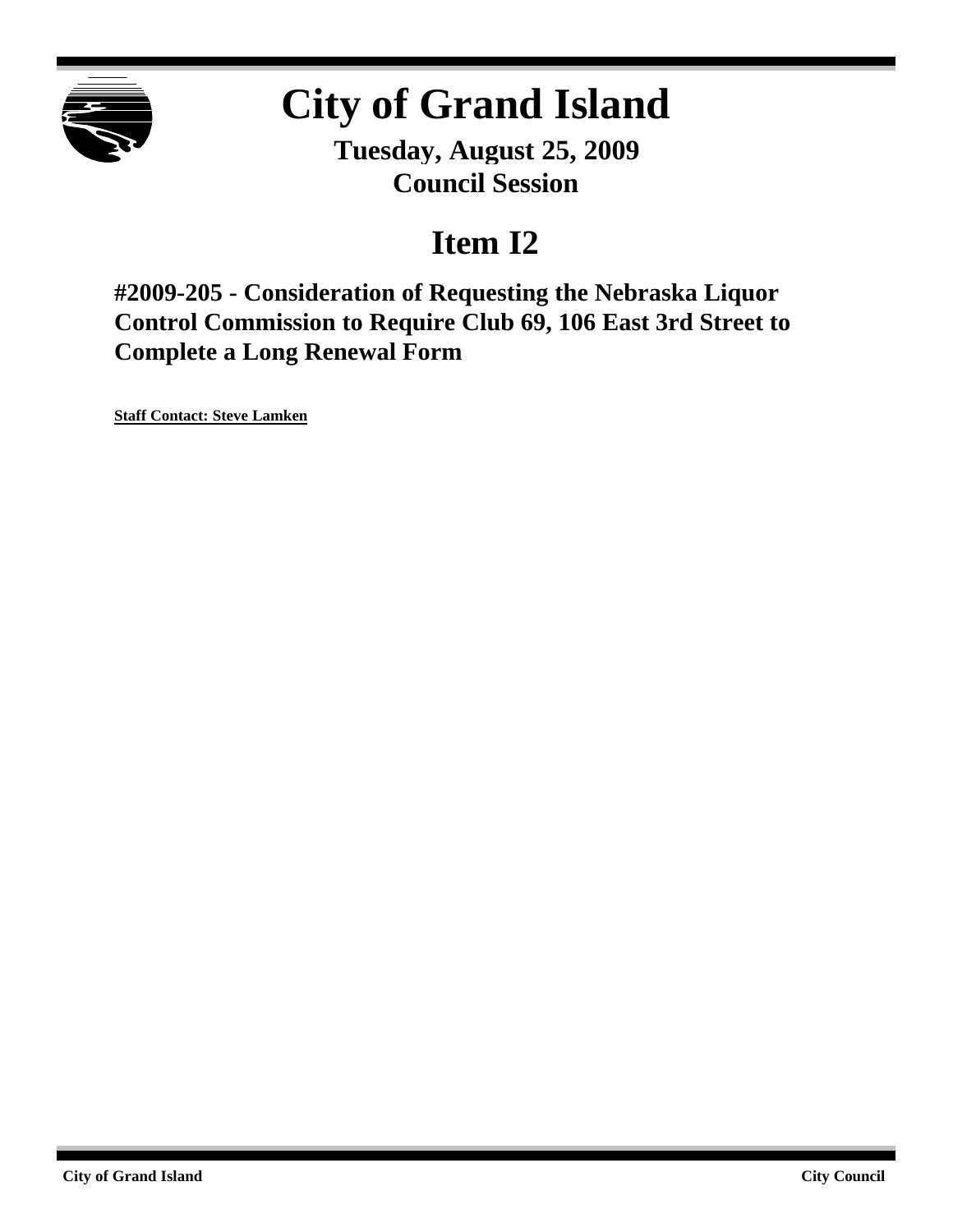# City of Grand Island

**Tuesday, August 25, 2009**
**Council Session**

## Item I2

### #2009-205 - Consideration of Requesting the Nebraska Liquor Control Commission to Require Club 69, 106 East 3rd Street to Complete a Long Renewal Form

**Staff Contact: Steve Lamken**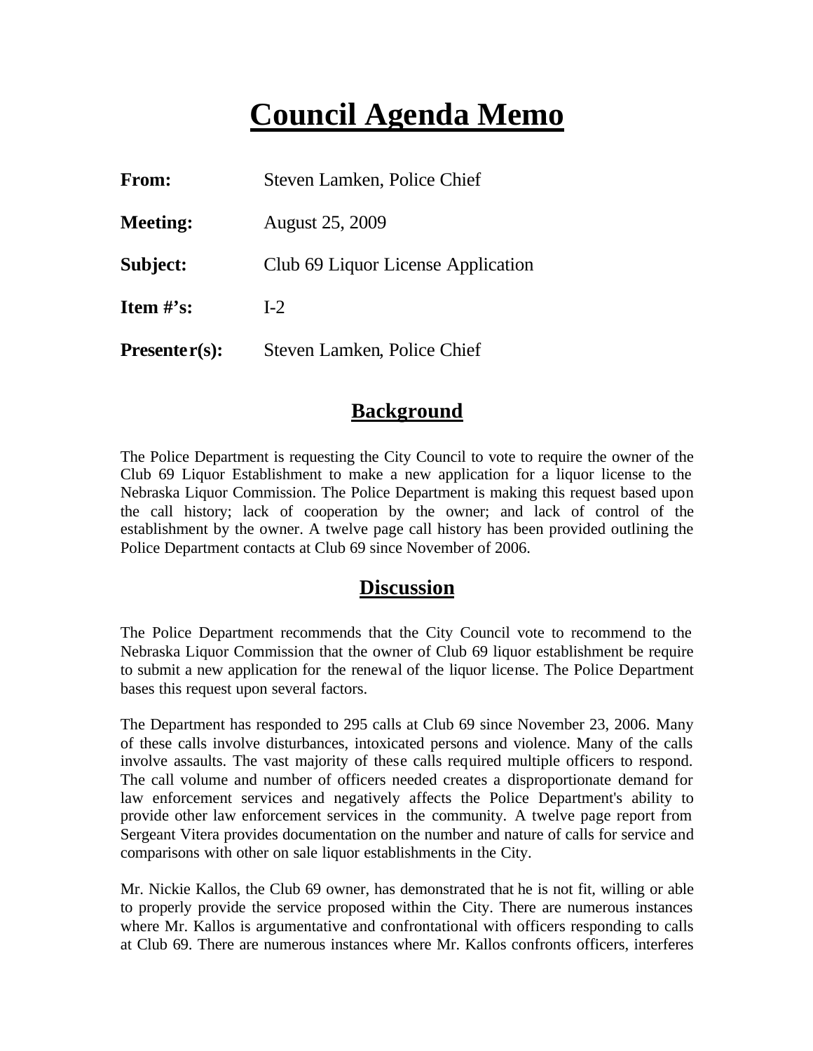# Council Agenda Memo

**From:** Steven Lamken, Police Chief

**Meeting:** August 25, 2009

**Subject:** Club 69 Liquor License Application

**Item #'s:** I-2

**Presenter(s):** Steven Lamken, Police Chief

## Background

The Police Department is requesting the City Council to vote to require the owner of the Club 69 Liquor Establishment to make a new application for a liquor license to the Nebraska Liquor Commission. The Police Department is making this request based upon the call history; lack of cooperation by the owner; and lack of control of the establishment by the owner. A twelve page call history has been provided outlining the Police Department contacts at Club 69 since November of 2006.

## Discussion

The Police Department recommends that the City Council vote to recommend to the Nebraska Liquor Commission that the owner of Club 69 liquor establishment be require to submit a new application for the renewal of the liquor license. The Police Department bases this request upon several factors.

The Department has responded to 295 calls at Club 69 since November 23, 2006. Many of these calls involve disturbances, intoxicated persons and violence. Many of the calls involve assaults. The vast majority of these calls required multiple officers to respond. The call volume and number of officers needed creates a disproportionate demand for law enforcement services and negatively affects the Police Department's ability to provide other law enforcement services in the community. A twelve page report from Sergeant Vitera provides documentation on the number and nature of calls for service and comparisons with other on sale liquor establishments in the City.

Mr. Nickie Kallos, the Club 69 owner, has demonstrated that he is not fit, willing or able to properly provide the service proposed within the City. There are numerous instances where Mr. Kallos is argumentative and confrontational with officers responding to calls at Club 69. There are numerous instances where Mr. Kallos confronts officers, interferes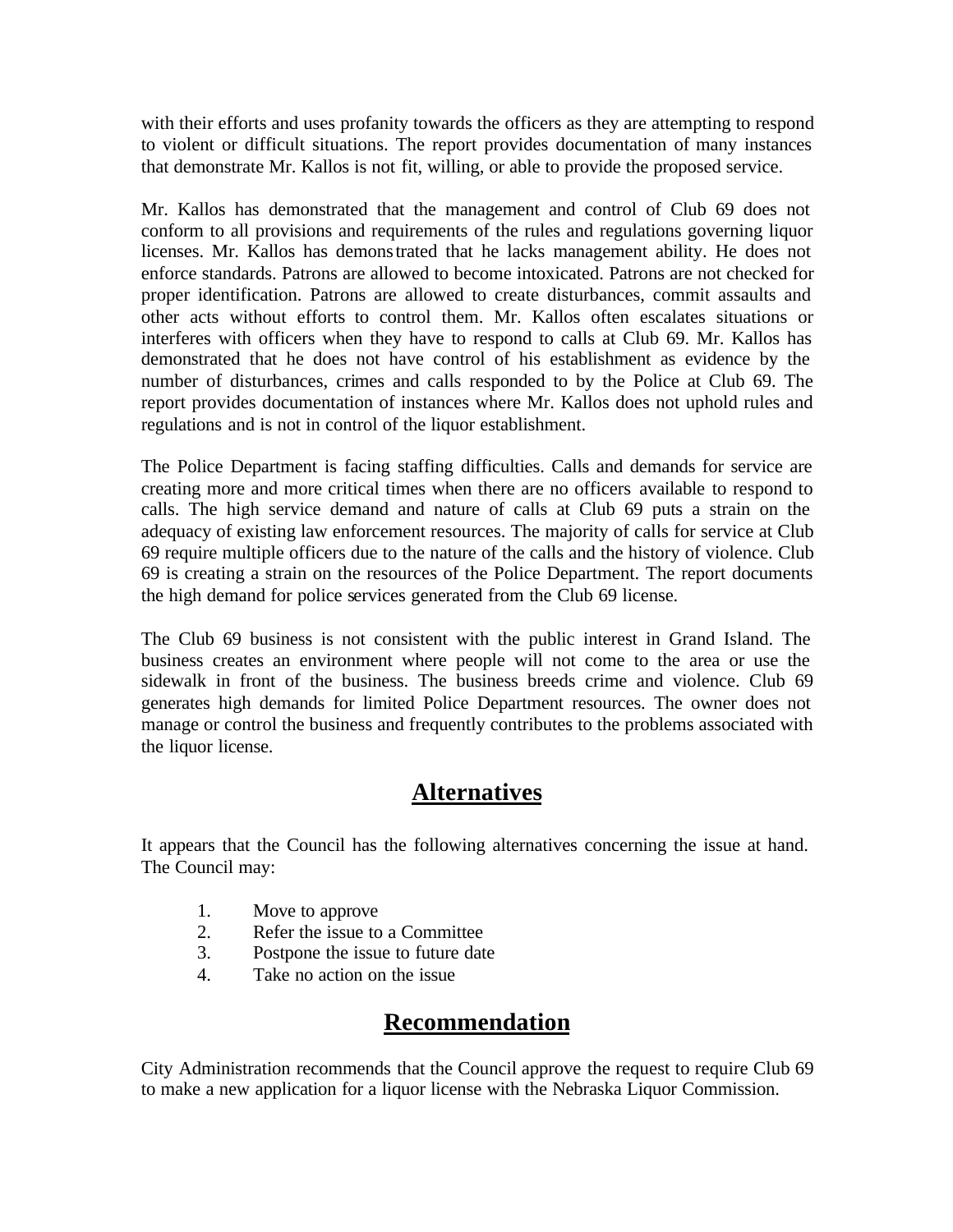with their efforts and uses profanity towards the officers as they are attempting to respond to violent or difficult situations. The report provides documentation of many instances that demonstrate Mr. Kallos is not fit, willing, or able to provide the proposed service.

Mr. Kallos has demonstrated that the management and control of Club 69 does not conform to all provisions and requirements of the rules and regulations governing liquor licenses. Mr. Kallos has demonstrated that he lacks management ability. He does not enforce standards. Patrons are allowed to become intoxicated. Patrons are not checked for proper identification. Patrons are allowed to create disturbances, commit assaults and other acts without efforts to control them. Mr. Kallos often escalates situations or interferes with officers when they have to respond to calls at Club 69. Mr. Kallos has demonstrated that he does not have control of his establishment as evidence by the number of disturbances, crimes and calls responded to by the Police at Club 69. The report provides documentation of instances where Mr. Kallos does not uphold rules and regulations and is not in control of the liquor establishment.

The Police Department is facing staffing difficulties. Calls and demands for service are creating more and more critical times when there are no officers available to respond to calls. The high service demand and nature of calls at Club 69 puts a strain on the adequacy of existing law enforcement resources. The majority of calls for service at Club 69 require multiple officers due to the nature of the calls and the history of violence. Club 69 is creating a strain on the resources of the Police Department. The report documents the high demand for police services generated from the Club 69 license.

The Club 69 business is not consistent with the public interest in Grand Island. The business creates an environment where people will not come to the area or use the sidewalk in front of the business. The business breeds crime and violence. Club 69 generates high demands for limited Police Department resources. The owner does not manage or control the business and frequently contributes to the problems associated with the liquor license.

## Alternatives

It appears that the Council has the following alternatives concerning the issue at hand. The Council may:

1. Move to approve
2. Refer the issue to a Committee
3. Postpone the issue to future date
4. Take no action on the issue

## Recommendation

City Administration recommends that the Council approve the request to require Club 69 to make a new application for a liquor license with the Nebraska Liquor Commission.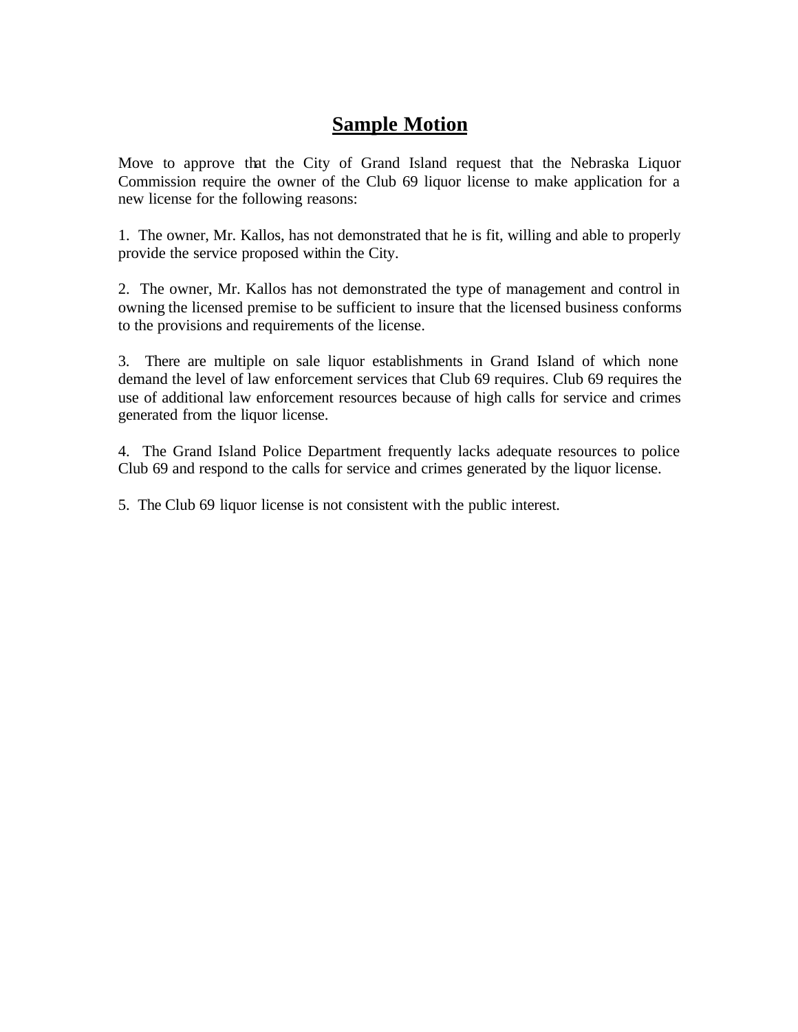# Sample Motion

Move to approve that the City of Grand Island request that the Nebraska Liquor Commission require the owner of the Club 69 liquor license to make application for a new license for the following reasons:

1. The owner, Mr. Kallos, has not demonstrated that he is fit, willing and able to properly provide the service proposed within the City.

2. The owner, Mr. Kallos has not demonstrated the type of management and control in owning the licensed premise to be sufficient to insure that the licensed business conforms to the provisions and requirements of the license.

3. There are multiple on sale liquor establishments in Grand Island of which none demand the level of law enforcement services that Club 69 requires. Club 69 requires the use of additional law enforcement resources because of high calls for service and crimes generated from the liquor license.

4. The Grand Island Police Department frequently lacks adequate resources to police Club 69 and respond to the calls for service and crimes generated by the liquor license.

5. The Club 69 liquor license is not consistent with the public interest.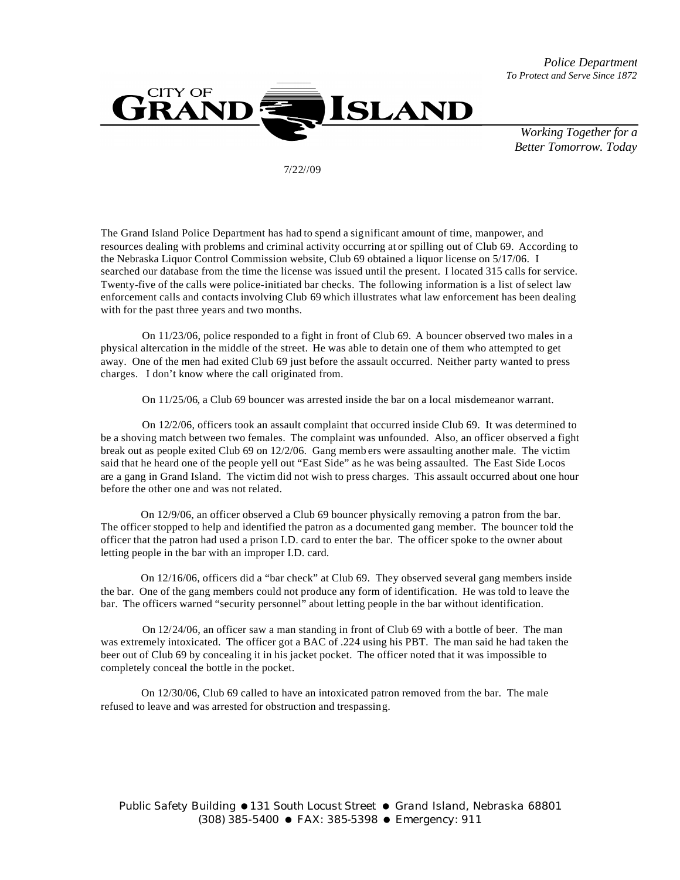Police Department
*To Protect and Serve Since 1872*

CITY OF GRAND ISLAND

*Working Together for a Better Tomorrow. Today*

7/22//09

The Grand Island Police Department has had to spend a significant amount of time, manpower, and resources dealing with problems and criminal activity occurring at or spilling out of Club 69. According to the Nebraska Liquor Control Commission website, Club 69 obtained a liquor license on 5/17/06. I searched our database from the time the license was issued until the present. I located 315 calls for service. Twenty-five of the calls were police-initiated bar checks. The following information is a list of select law enforcement calls and contacts involving Club 69 which illustrates what law enforcement has been dealing with for the past three years and two months.

On 11/23/06, police responded to a fight in front of Club 69. A bouncer observed two males in a physical altercation in the middle of the street. He was able to detain one of them who attempted to get away. One of the men had exited Club 69 just before the assault occurred. Neither party wanted to press charges. I don't know where the call originated from.

On 11/25/06, a Club 69 bouncer was arrested inside the bar on a local misdemeanor warrant.

On 12/2/06, officers took an assault complaint that occurred inside Club 69. It was determined to be a shoving match between two females. The complaint was unfounded. Also, an officer observed a fight break out as people exited Club 69 on 12/2/06. Gang members were assaulting another male. The victim said that he heard one of the people yell out "East Side" as he was being assaulted. The East Side Locos are a gang in Grand Island. The victim did not wish to press charges. This assault occurred about one hour before the other one and was not related.

On 12/9/06, an officer observed a Club 69 bouncer physically removing a patron from the bar. The officer stopped to help and identified the patron as a documented gang member. The bouncer told the officer that the patron had used a prison I.D. card to enter the bar. The officer spoke to the owner about letting people in the bar with an improper I.D. card.

On 12/16/06, officers did a "bar check" at Club 69. They observed several gang members inside the bar. One of the gang members could not produce any form of identification. He was told to leave the bar. The officers warned "security personnel" about letting people in the bar without identification.

On 12/24/06, an officer saw a man standing in front of Club 69 with a bottle of beer. The man was extremely intoxicated. The officer got a BAC of .224 using his PBT. The man said he had taken the beer out of Club 69 by concealing it in his jacket pocket. The officer noted that it was impossible to completely conceal the bottle in the pocket.

On 12/30/06, Club 69 called to have an intoxicated patron removed from the bar. The male refused to leave and was arrested for obstruction and trespassing.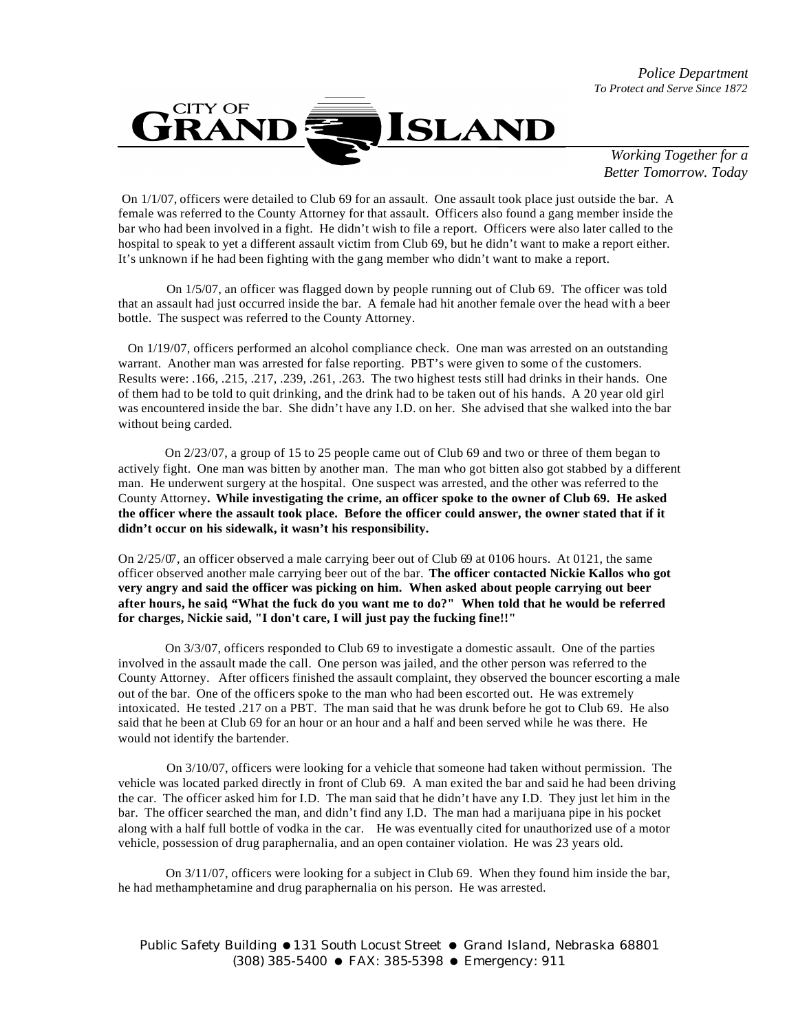On 1/1/07, officers were detailed to Club 69 for an assault. One assault took place just outside the bar. A female was referred to the County Attorney for that assault. Officers also found a gang member inside the bar who had been involved in a fight. He didn't wish to file a report. Officers were also later called to the hospital to speak to yet a different assault victim from Club 69, but he didn't want to make a report either. It's unknown if he had been fighting with the gang member who didn't want to make a report.

On 1/5/07, an officer was flagged down by people running out of Club 69. The officer was told that an assault had just occurred inside the bar. A female had hit another female over the head with a beer bottle. The suspect was referred to the County Attorney.

On 1/19/07, officers performed an alcohol compliance check. One man was arrested on an outstanding warrant. Another man was arrested for false reporting. PBT's were given to some of the customers. Results were: .166, .215, .217, .239, .261, .263. The two highest tests still had drinks in their hands. One of them had to be told to quit drinking, and the drink had to be taken out of his hands. A 20 year old girl was encountered inside the bar. She didn't have any I.D. on her. She advised that she walked into the bar without being carded.

On 2/23/07, a group of 15 to 25 people came out of Club 69 and two or three of them began to actively fight. One man was bitten by another man. The man who got bitten also got stabbed by a different man. He underwent surgery at the hospital. One suspect was arrested, and the other was referred to the County Attorney. **While investigating the crime, an officer spoke to the owner of Club 69. He asked the officer where the assault took place. Before the officer could answer, the owner stated that if it didn't occur on his sidewalk, it wasn't his responsibility.**

On 2/25/07, an officer observed a male carrying beer out of Club 69 at 0106 hours. At 0121, the same officer observed another male carrying beer out of the bar. **The officer contacted Nickie Kallos who got very angry and said the officer was picking on him. When asked about people carrying out beer after hours, he said, "What the fuck do you want me to do?" When told that he would be referred for charges, Nickie said, "I don't care, I will just pay the fucking fine!!"**

On 3/3/07, officers responded to Club 69 to investigate a domestic assault. One of the parties involved in the assault made the call. One person was jailed, and the other person was referred to the County Attorney. After officers finished the assault complaint, they observed the bouncer escorting a male out of the bar. One of the officers spoke to the man who had been escorted out. He was extremely intoxicated. He tested .217 on a PBT. The man said that he was drunk before he got to Club 69. He also said that he been at Club 69 for an hour or an hour and a half and been served while he was there. He would not identify the bartender.

On 3/10/07, officers were looking for a vehicle that someone had taken without permission. The vehicle was located parked directly in front of Club 69. A man exited the bar and said he had been driving the car. The officer asked him for I.D. The man said that he didn't have any I.D. They just let him in the bar. The officer searched the man, and didn't find any I.D. The man had a marijuana pipe in his pocket along with a half full bottle of vodka in the car. He was eventually cited for unauthorized use of a motor vehicle, possession of drug paraphernalia, and an open container violation. He was 23 years old.

On 3/11/07, officers were looking for a subject in Club 69. When they found him inside the bar, he had methamphetamine and drug paraphernalia on his person. He was arrested.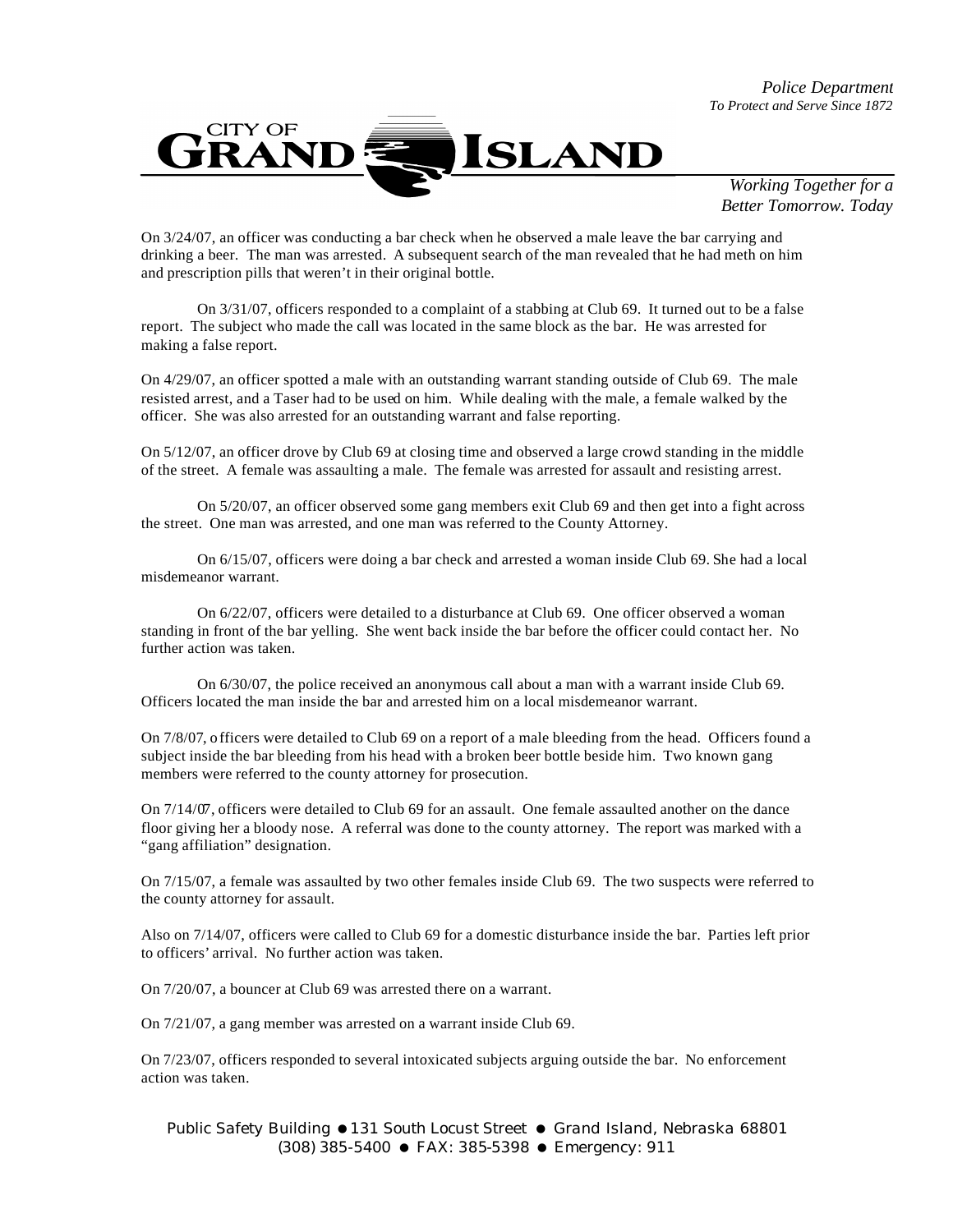On 3/24/07, an officer was conducting a bar check when he observed a male leave the bar carrying and drinking a beer. The man was arrested. A subsequent search of the man revealed that he had meth on him and prescription pills that weren't in their original bottle.

On 3/31/07, officers responded to a complaint of a stabbing at Club 69. It turned out to be a false report. The subject who made the call was located in the same block as the bar. He was arrested for making a false report.

On 4/29/07, an officer spotted a male with an outstanding warrant standing outside of Club 69. The male resisted arrest, and a Taser had to be used on him. While dealing with the male, a female walked by the officer. She was also arrested for an outstanding warrant and false reporting.

On 5/12/07, an officer drove by Club 69 at closing time and observed a large crowd standing in the middle of the street. A female was assaulting a male. The female was arrested for assault and resisting arrest.

On 5/20/07, an officer observed some gang members exit Club 69 and then get into a fight across the street. One man was arrested, and one man was referred to the County Attorney.

On 6/15/07, officers were doing a bar check and arrested a woman inside Club 69. She had a local misdemeanor warrant.

On 6/22/07, officers were detailed to a disturbance at Club 69. One officer observed a woman standing in front of the bar yelling. She went back inside the bar before the officer could contact her. No further action was taken.

On 6/30/07, the police received an anonymous call about a man with a warrant inside Club 69. Officers located the man inside the bar and arrested him on a local misdemeanor warrant.

On 7/8/07, officers were detailed to Club 69 on a report of a male bleeding from the head. Officers found a subject inside the bar bleeding from his head with a broken beer bottle beside him. Two known gang members were referred to the county attorney for prosecution.

On 7/14/07, officers were detailed to Club 69 for an assault. One female assaulted another on the dance floor giving her a bloody nose. A referral was done to the county attorney. The report was marked with a "gang affiliation" designation.

On 7/15/07, a female was assaulted by two other females inside Club 69. The two suspects were referred to the county attorney for assault.

Also on 7/14/07, officers were called to Club 69 for a domestic disturbance inside the bar. Parties left prior to officers' arrival. No further action was taken.

On 7/20/07, a bouncer at Club 69 was arrested there on a warrant.

On 7/21/07, a gang member was arrested on a warrant inside Club 69.

On 7/23/07, officers responded to several intoxicated subjects arguing outside the bar. No enforcement action was taken.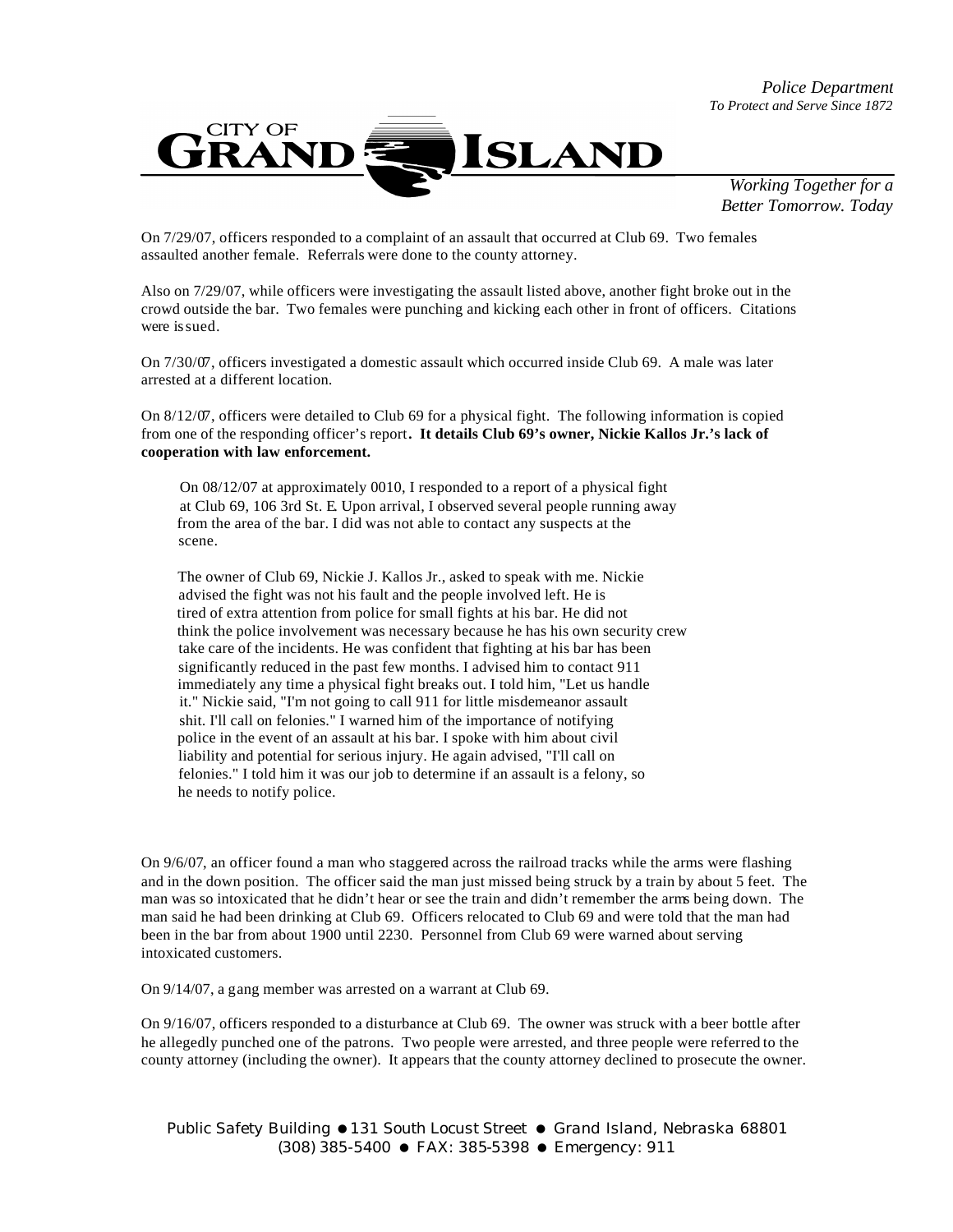On 7/29/07, officers responded to a complaint of an assault that occurred at Club 69. Two females assaulted another female. Referrals were done to the county attorney.

Also on 7/29/07, while officers were investigating the assault listed above, another fight broke out in the crowd outside the bar. Two females were punching and kicking each other in front of officers. Citations were issued.

On 7/30/07, officers investigated a domestic assault which occurred inside Club 69. A male was later arrested at a different location.

On 8/12/07, officers were detailed to Club 69 for a physical fight. The following information is copied from one of the responding officer's report. **It details Club 69's owner, Nickie Kallos Jr.'s lack of cooperation with law enforcement.**

> On 08/12/07 at approximately 0010, I responded to a report of a physical fight at Club 69, 106 3rd St. E. Upon arrival, I observed several people running away from the area of the bar. I did was not able to contact any suspects at the scene.
>
> The owner of Club 69, Nickie J. Kallos Jr., asked to speak with me. Nickie advised the fight was not his fault and the people involved left. He is tired of extra attention from police for small fights at his bar. He did not think the police involvement was necessary because he has his own security crew take care of the incidents. He was confident that fighting at his bar has been significantly reduced in the past few months. I advised him to contact 911 immediately any time a physical fight breaks out. I told him, "Let us handle it." Nickie said, "I'm not going to call 911 for little misdemeanor assault shit. I'll call on felonies." I warned him of the importance of notifying police in the event of an assault at his bar. I spoke with him about civil liability and potential for serious injury. He again advised, "I'll call on felonies." I told him it was our job to determine if an assault is a felony, so he needs to notify police.

On 9/6/07, an officer found a man who staggered across the railroad tracks while the arms were flashing and in the down position. The officer said the man just missed being struck by a train by about 5 feet. The man was so intoxicated that he didn't hear or see the train and didn't remember the arms being down. The man said he had been drinking at Club 69. Officers relocated to Club 69 and were told that the man had been in the bar from about 1900 until 2230. Personnel from Club 69 were warned about serving intoxicated customers.

On 9/14/07, a gang member was arrested on a warrant at Club 69.

On 9/16/07, officers responded to a disturbance at Club 69. The owner was struck with a beer bottle after he allegedly punched one of the patrons. Two people were arrested, and three people were referred to the county attorney (including the owner). It appears that the county attorney declined to prosecute the owner.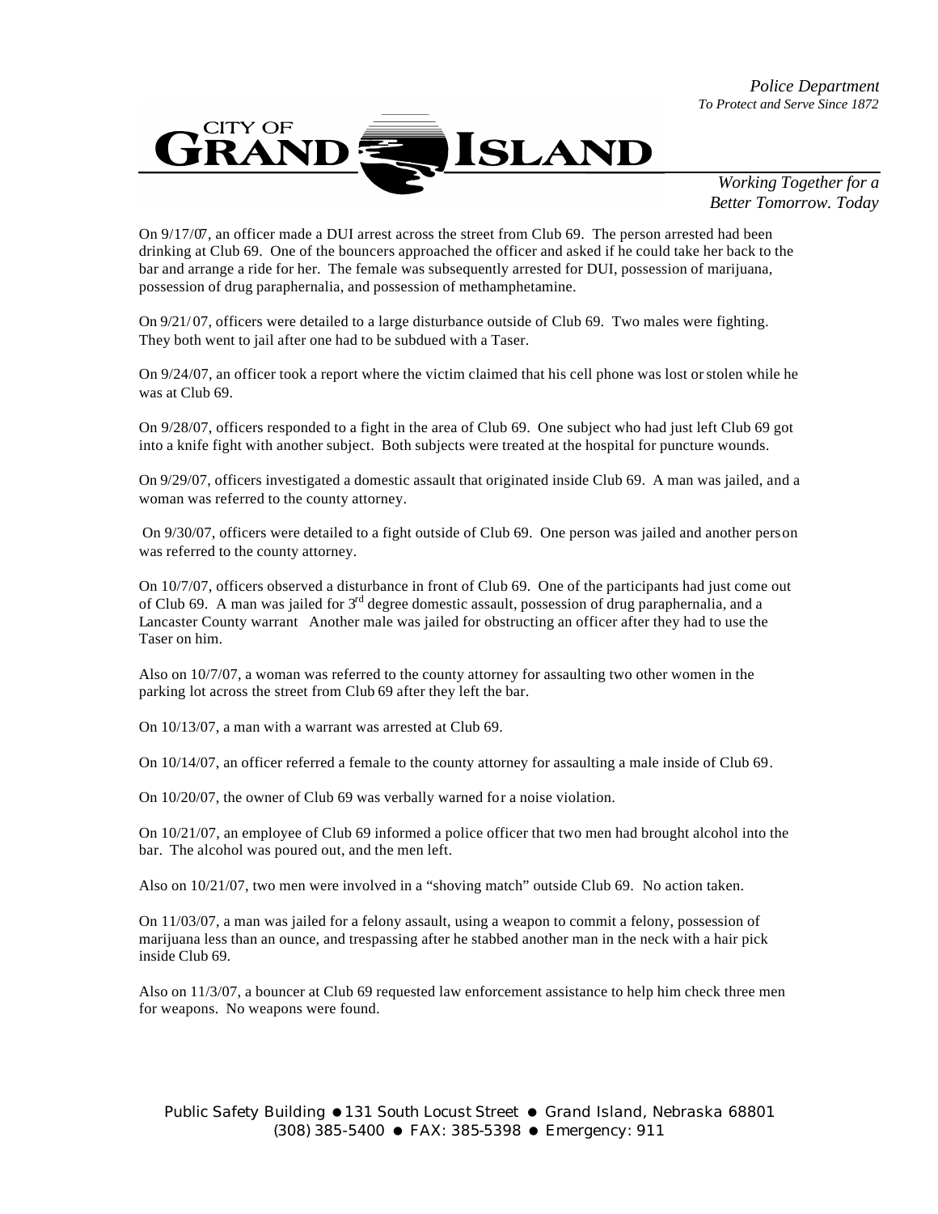*Police Department*
*To Protect and Serve Since 1872*

CITY OF GRAND ISLAND

*Working Together for a Better Tomorrow. Today*

On 9/17/07, an officer made a DUI arrest across the street from Club 69. The person arrested had been drinking at Club 69. One of the bouncers approached the officer and asked if he could take her back to the bar and arrange a ride for her. The female was subsequently arrested for DUI, possession of marijuana, possession of drug paraphernalia, and possession of methamphetamine.

On 9/21/07, officers were detailed to a large disturbance outside of Club 69. Two males were fighting. They both went to jail after one had to be subdued with a Taser.

On 9/24/07, an officer took a report where the victim claimed that his cell phone was lost or stolen while he was at Club 69.

On 9/28/07, officers responded to a fight in the area of Club 69. One subject who had just left Club 69 got into a knife fight with another subject. Both subjects were treated at the hospital for puncture wounds.

On 9/29/07, officers investigated a domestic assault that originated inside Club 69. A man was jailed, and a woman was referred to the county attorney.

On 9/30/07, officers were detailed to a fight outside of Club 69. One person was jailed and another person was referred to the county attorney.

On 10/7/07, officers observed a disturbance in front of Club 69. One of the participants had just come out of Club 69. A man was jailed for 3rd degree domestic assault, possession of drug paraphernalia, and a Lancaster County warrant Another male was jailed for obstructing an officer after they had to use the Taser on him.

Also on 10/7/07, a woman was referred to the county attorney for assaulting two other women in the parking lot across the street from Club 69 after they left the bar.

On 10/13/07, a man with a warrant was arrested at Club 69.

On 10/14/07, an officer referred a female to the county attorney for assaulting a male inside of Club 69.

On 10/20/07, the owner of Club 69 was verbally warned for a noise violation.

On 10/21/07, an employee of Club 69 informed a police officer that two men had brought alcohol into the bar. The alcohol was poured out, and the men left.

Also on 10/21/07, two men were involved in a "shoving match" outside Club 69. No action taken.

On 11/03/07, a man was jailed for a felony assault, using a weapon to commit a felony, possession of marijuana less than an ounce, and trespassing after he stabbed another man in the neck with a hair pick inside Club 69.

Also on 11/3/07, a bouncer at Club 69 requested law enforcement assistance to help him check three men for weapons. No weapons were found.

Public Safety Building ● 131 South Locust Street ● Grand Island, Nebraska 68801
(308) 385-5400 ● FAX: 385-5398 ● Emergency: 911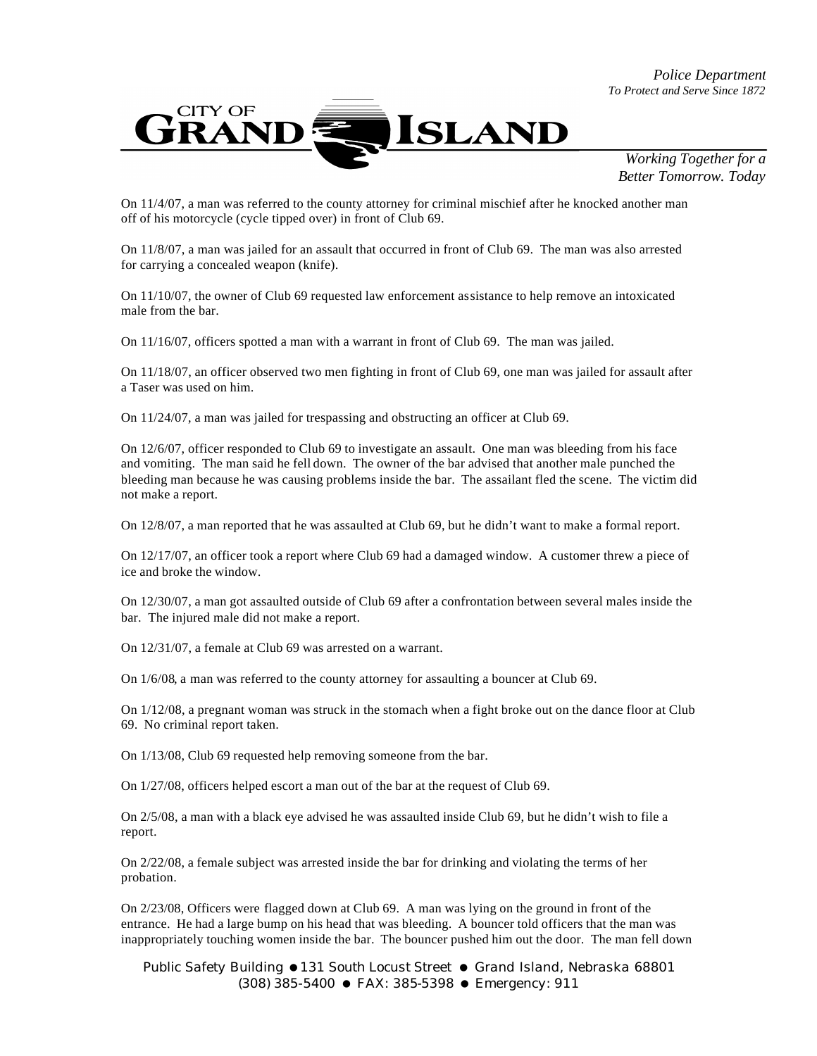*Police Department*
*To Protect and Serve Since 1872*

CITY OF GRAND ISLAND

*Working Together for a Better Tomorrow. Today*

On 11/4/07, a man was referred to the county attorney for criminal mischief after he knocked another man off of his motorcycle (cycle tipped over) in front of Club 69.

On 11/8/07, a man was jailed for an assault that occurred in front of Club 69. The man was also arrested for carrying a concealed weapon (knife).

On 11/10/07, the owner of Club 69 requested law enforcement assistance to help remove an intoxicated male from the bar.

On 11/16/07, officers spotted a man with a warrant in front of Club 69. The man was jailed.

On 11/18/07, an officer observed two men fighting in front of Club 69, one man was jailed for assault after a Taser was used on him.

On 11/24/07, a man was jailed for trespassing and obstructing an officer at Club 69.

On 12/6/07, officer responded to Club 69 to investigate an assault. One man was bleeding from his face and vomiting. The man said he fell down. The owner of the bar advised that another male punched the bleeding man because he was causing problems inside the bar. The assailant fled the scene. The victim did not make a report.

On 12/8/07, a man reported that he was assaulted at Club 69, but he didn't want to make a formal report.

On 12/17/07, an officer took a report where Club 69 had a damaged window. A customer threw a piece of ice and broke the window.

On 12/30/07, a man got assaulted outside of Club 69 after a confrontation between several males inside the bar. The injured male did not make a report.

On 12/31/07, a female at Club 69 was arrested on a warrant.

On 1/6/08, a man was referred to the county attorney for assaulting a bouncer at Club 69.

On 1/12/08, a pregnant woman was struck in the stomach when a fight broke out on the dance floor at Club 69. No criminal report taken.

On 1/13/08, Club 69 requested help removing someone from the bar.

On 1/27/08, officers helped escort a man out of the bar at the request of Club 69.

On 2/5/08, a man with a black eye advised he was assaulted inside Club 69, but he didn't wish to file a report.

On 2/22/08, a female subject was arrested inside the bar for drinking and violating the terms of her probation.

On 2/23/08, Officers were flagged down at Club 69. A man was lying on the ground in front of the entrance. He had a large bump on his head that was bleeding. A bouncer told officers that the man was inappropriately touching women inside the bar. The bouncer pushed him out the door. The man fell down

Public Safety Building ● 131 South Locust Street ● Grand Island, Nebraska 68801
(308) 385-5400 ● FAX: 385-5398 ● Emergency: 911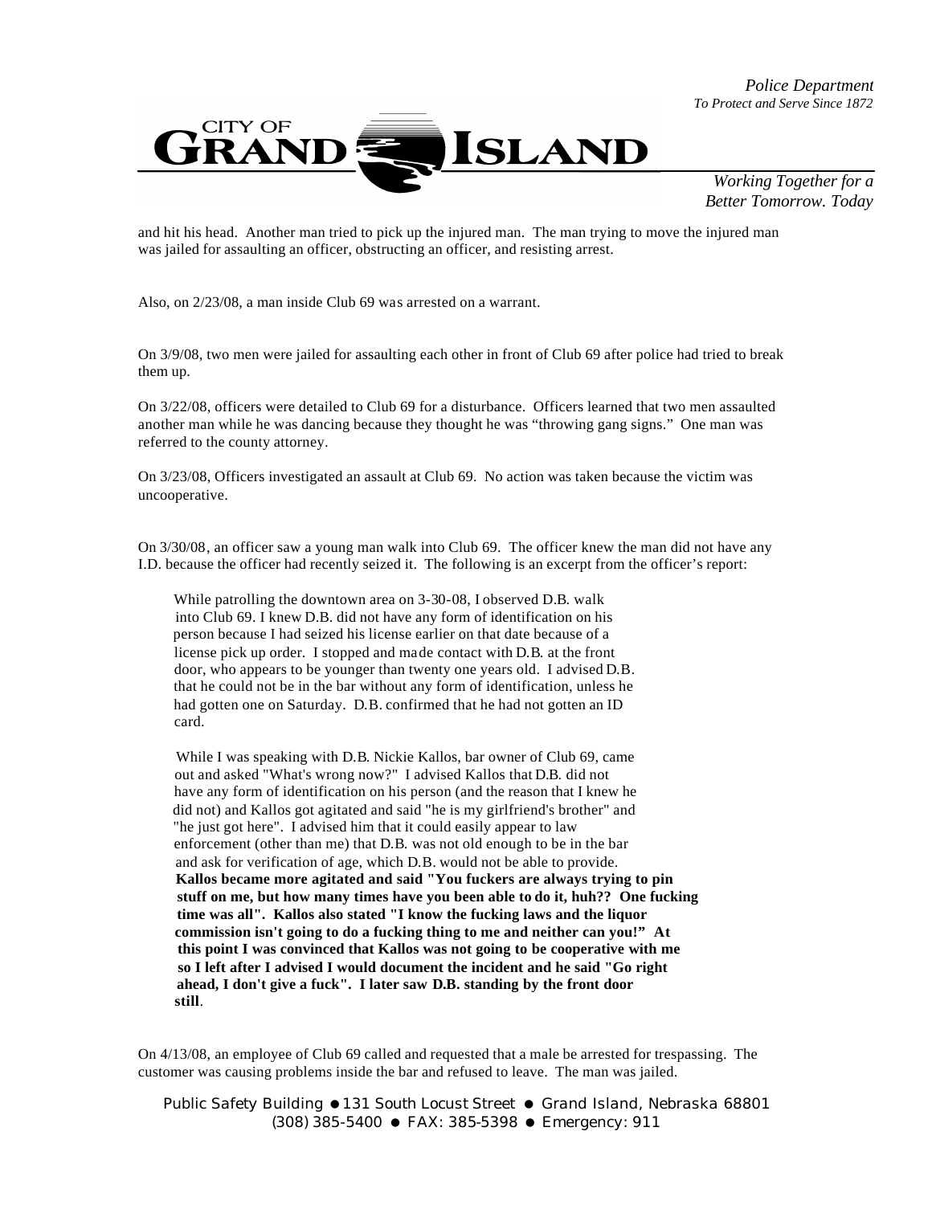and hit his head. Another man tried to pick up the injured man. The man trying to move the injured man was jailed for assaulting an officer, obstructing an officer, and resisting arrest.

Also, on 2/23/08, a man inside Club 69 was arrested on a warrant.

On 3/9/08, two men were jailed for assaulting each other in front of Club 69 after police had tried to break them up.

On 3/22/08, officers were detailed to Club 69 for a disturbance. Officers learned that two men assaulted another man while he was dancing because they thought he was "throwing gang signs." One man was referred to the county attorney.

On 3/23/08, Officers investigated an assault at Club 69. No action was taken because the victim was uncooperative.

On 3/30/08, an officer saw a young man walk into Club 69. The officer knew the man did not have any I.D. because the officer had recently seized it. The following is an excerpt from the officer's report:

> While patrolling the downtown area on 3-30-08, I observed D.B. walk into Club 69. I knew D.B. did not have any form of identification on his person because I had seized his license earlier on that date because of a license pick up order. I stopped and made contact with D.B. at the front door, who appears to be younger than twenty one years old. I advised D.B. that he could not be in the bar without any form of identification, unless he had gotten one on Saturday. D.B. confirmed that he had not gotten an ID card.
>
> While I was speaking with D.B. Nickie Kallos, bar owner of Club 69, came out and asked "What's wrong now?" I advised Kallos that D.B. did not have any form of identification on his person (and the reason that I knew he did not) and Kallos got agitated and said "he is my girlfriend's brother" and "he just got here". I advised him that it could easily appear to law enforcement (other than me) that D.B. was not old enough to be in the bar and ask for verification of age, which D.B. would not be able to provide. **Kallos became more agitated and said "You fuckers are always trying to pin stuff on me, but how many times have you been able to do it, huh?? One fucking time was all". Kallos also stated "I know the fucking laws and the liquor commission isn't going to do a fucking thing to me and neither can you!" At this point I was convinced that Kallos was not going to be cooperative with me so I left after I advised I would document the incident and he said "Go right ahead, I don't give a fuck". I later saw D.B. standing by the front door still**.

On 4/13/08, an employee of Club 69 called and requested that a male be arrested for trespassing. The customer was causing problems inside the bar and refused to leave. The man was jailed.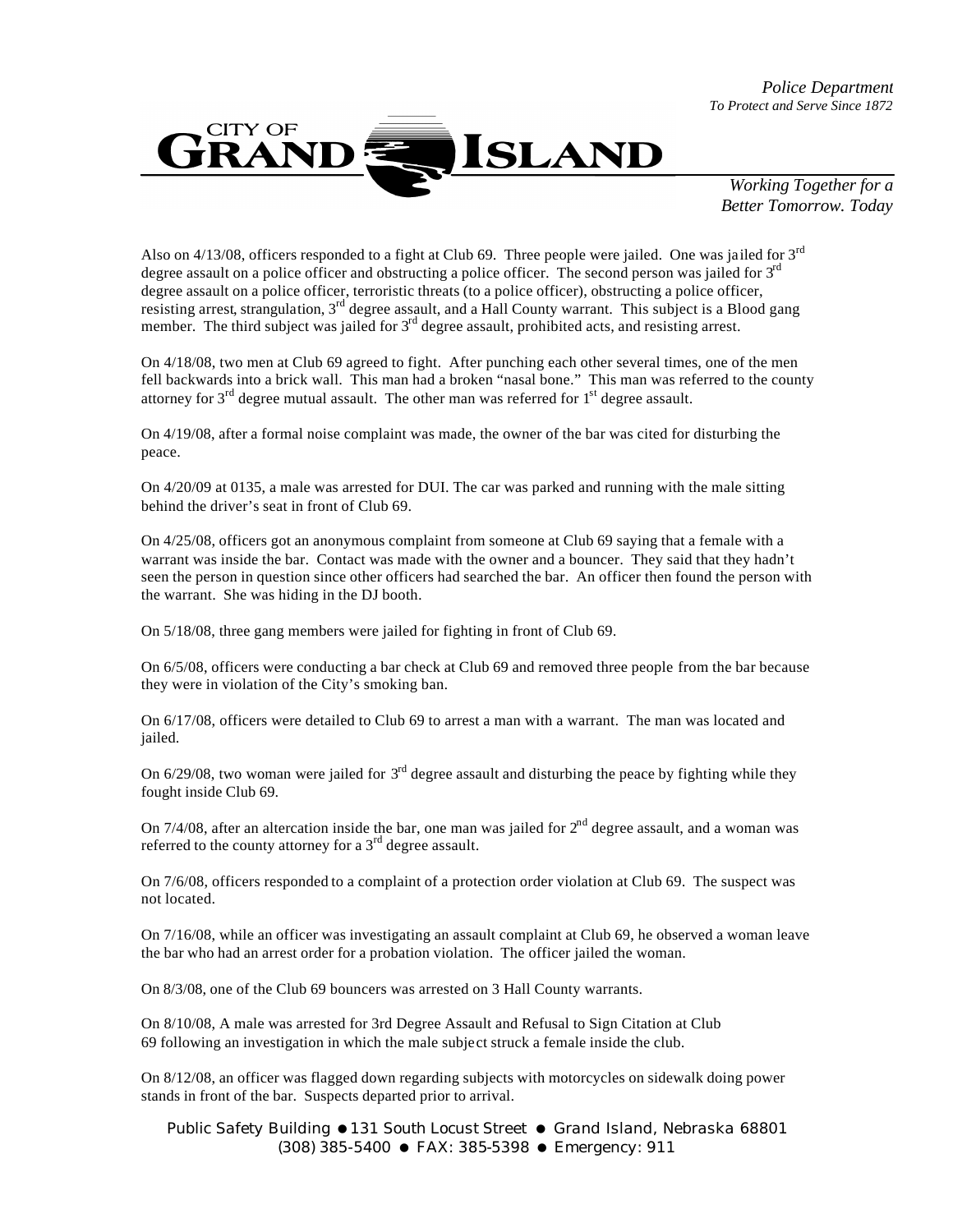Also on 4/13/08, officers responded to a fight at Club 69. Three people were jailed. One was jailed for 3rd degree assault on a police officer and obstructing a police officer. The second person was jailed for 3rd degree assault on a police officer, terroristic threats (to a police officer), obstructing a police officer, resisting arrest, strangulation, 3rd degree assault, and a Hall County warrant. This subject is a Blood gang member. The third subject was jailed for 3rd degree assault, prohibited acts, and resisting arrest.

On 4/18/08, two men at Club 69 agreed to fight. After punching each other several times, one of the men fell backwards into a brick wall. This man had a broken "nasal bone." This man was referred to the county attorney for 3rd degree mutual assault. The other man was referred for 1st degree assault.

On 4/19/08, after a formal noise complaint was made, the owner of the bar was cited for disturbing the peace.

On 4/20/09 at 0135, a male was arrested for DUI. The car was parked and running with the male sitting behind the driver's seat in front of Club 69.

On 4/25/08, officers got an anonymous complaint from someone at Club 69 saying that a female with a warrant was inside the bar. Contact was made with the owner and a bouncer. They said that they hadn't seen the person in question since other officers had searched the bar. An officer then found the person with the warrant. She was hiding in the DJ booth.

On 5/18/08, three gang members were jailed for fighting in front of Club 69.

On 6/5/08, officers were conducting a bar check at Club 69 and removed three people from the bar because they were in violation of the City's smoking ban.

On 6/17/08, officers were detailed to Club 69 to arrest a man with a warrant. The man was located and jailed.

On 6/29/08, two woman were jailed for 3rd degree assault and disturbing the peace by fighting while they fought inside Club 69.

On 7/4/08, after an altercation inside the bar, one man was jailed for 2nd degree assault, and a woman was referred to the county attorney for a 3rd degree assault.

On 7/6/08, officers responded to a complaint of a protection order violation at Club 69. The suspect was not located.

On 7/16/08, while an officer was investigating an assault complaint at Club 69, he observed a woman leave the bar who had an arrest order for a probation violation. The officer jailed the woman.

On 8/3/08, one of the Club 69 bouncers was arrested on 3 Hall County warrants.

On 8/10/08, A male was arrested for 3rd Degree Assault and Refusal to Sign Citation at Club 69 following an investigation in which the male subject struck a female inside the club.

On 8/12/08, an officer was flagged down regarding subjects with motorcycles on sidewalk doing power stands in front of the bar. Suspects departed prior to arrival.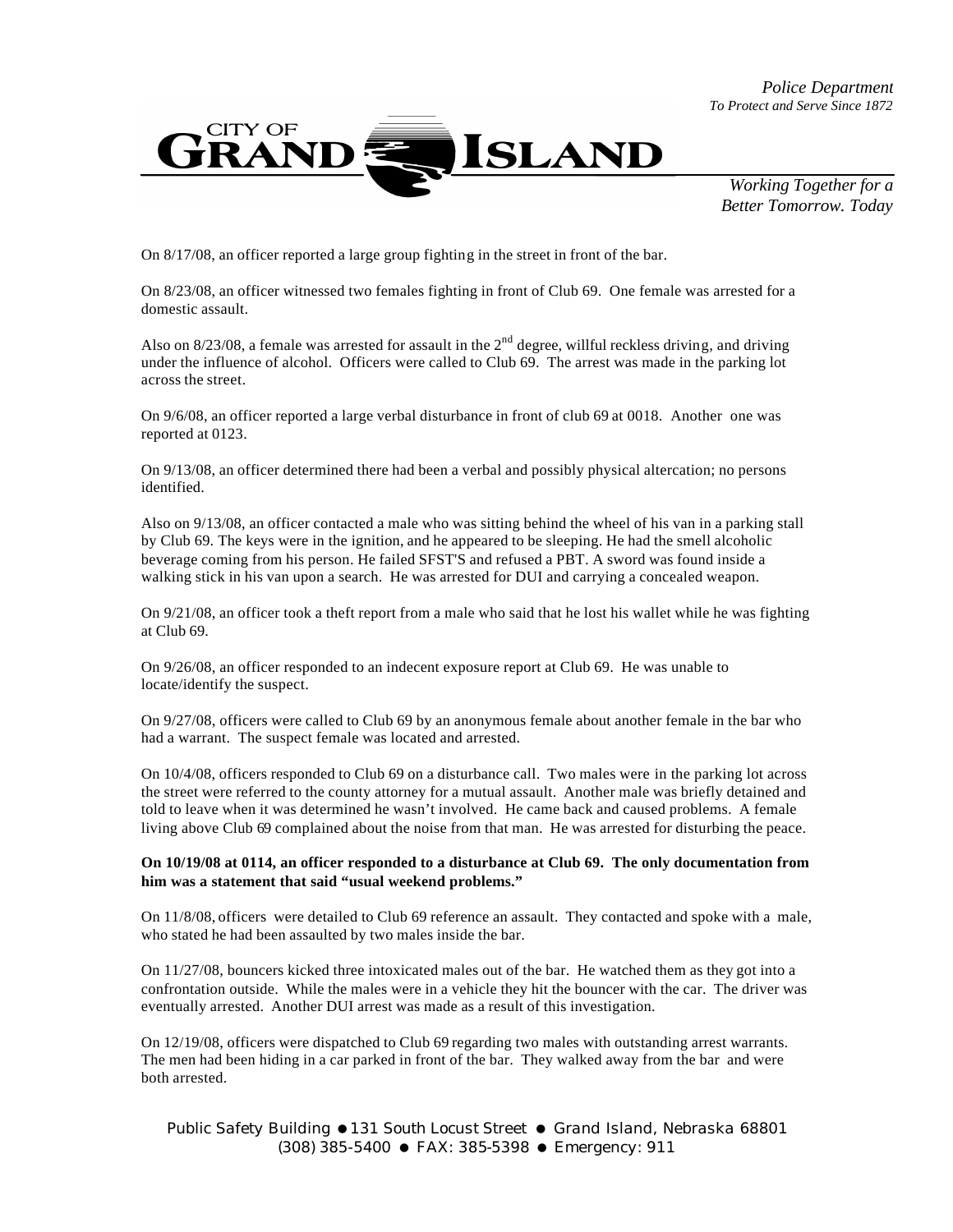On 8/17/08, an officer reported a large group fighting in the street in front of the bar.

On 8/23/08, an officer witnessed two females fighting in front of Club 69. One female was arrested for a domestic assault.

Also on 8/23/08, a female was arrested for assault in the 2nd degree, willful reckless driving, and driving under the influence of alcohol. Officers were called to Club 69. The arrest was made in the parking lot across the street.

On 9/6/08, an officer reported a large verbal disturbance in front of club 69 at 0018. Another one was reported at 0123.

On 9/13/08, an officer determined there had been a verbal and possibly physical altercation; no persons identified.

Also on 9/13/08, an officer contacted a male who was sitting behind the wheel of his van in a parking stall by Club 69. The keys were in the ignition, and he appeared to be sleeping. He had the smell alcoholic beverage coming from his person. He failed SFST'S and refused a PBT. A sword was found inside a walking stick in his van upon a search. He was arrested for DUI and carrying a concealed weapon.

On 9/21/08, an officer took a theft report from a male who said that he lost his wallet while he was fighting at Club 69.

On 9/26/08, an officer responded to an indecent exposure report at Club 69. He was unable to locate/identify the suspect.

On 9/27/08, officers were called to Club 69 by an anonymous female about another female in the bar who had a warrant. The suspect female was located and arrested.

On 10/4/08, officers responded to Club 69 on a disturbance call. Two males were in the parking lot across the street were referred to the county attorney for a mutual assault. Another male was briefly detained and told to leave when it was determined he wasn't involved. He came back and caused problems. A female living above Club 69 complained about the noise from that man. He was arrested for disturbing the peace.

**On 10/19/08 at 0114, an officer responded to a disturbance at Club 69. The only documentation from him was a statement that said "usual weekend problems."**

On 11/8/08, officers were detailed to Club 69 reference an assault. They contacted and spoke with a male, who stated he had been assaulted by two males inside the bar.

On 11/27/08, bouncers kicked three intoxicated males out of the bar. He watched them as they got into a confrontation outside. While the males were in a vehicle they hit the bouncer with the car. The driver was eventually arrested. Another DUI arrest was made as a result of this investigation.

On 12/19/08, officers were dispatched to Club 69 regarding two males with outstanding arrest warrants. The men had been hiding in a car parked in front of the bar. They walked away from the bar and were both arrested.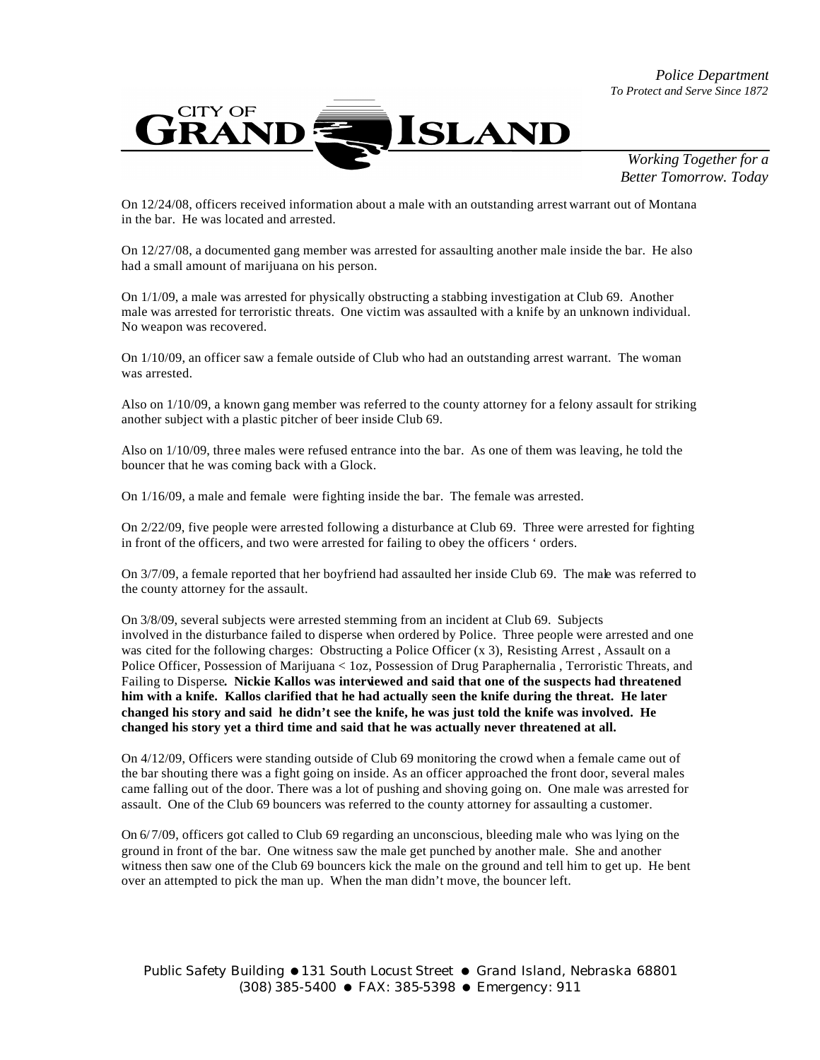On 12/24/08, officers received information about a male with an outstanding arrest warrant out of Montana in the bar. He was located and arrested.

On 12/27/08, a documented gang member was arrested for assaulting another male inside the bar. He also had a small amount of marijuana on his person.

On 1/1/09, a male was arrested for physically obstructing a stabbing investigation at Club 69. Another male was arrested for terroristic threats. One victim was assaulted with a knife by an unknown individual. No weapon was recovered.

On 1/10/09, an officer saw a female outside of Club who had an outstanding arrest warrant. The woman was arrested.

Also on 1/10/09, a known gang member was referred to the county attorney for a felony assault for striking another subject with a plastic pitcher of beer inside Club 69.

Also on 1/10/09, three males were refused entrance into the bar. As one of them was leaving, he told the bouncer that he was coming back with a Glock.

On 1/16/09, a male and female were fighting inside the bar. The female was arrested.

On 2/22/09, five people were arrested following a disturbance at Club 69. Three were arrested for fighting in front of the officers, and two were arrested for failing to obey the officers ' orders.

On 3/7/09, a female reported that her boyfriend had assaulted her inside Club 69. The male was referred to the county attorney for the assault.

On 3/8/09, several subjects were arrested stemming from an incident at Club 69. Subjects involved in the disturbance failed to disperse when ordered by Police. Three people were arrested and one was cited for the following charges: Obstructing a Police Officer (x 3), Resisting Arrest , Assault on a Police Officer, Possession of Marijuana < 1oz, Possession of Drug Paraphernalia , Terroristic Threats, and Failing to Disperse**. Nickie Kallos was interviewed and said that one of the suspects had threatened him with a knife. Kallos clarified that he had actually seen the knife during the threat. He later changed his story and said he didn't see the knife, he was just told the knife was involved. He changed his story yet a third time and said that he was actually never threatened at all.**

On 4/12/09, Officers were standing outside of Club 69 monitoring the crowd when a female came out of the bar shouting there was a fight going on inside. As an officer approached the front door, several males came falling out of the door. There was a lot of pushing and shoving going on. One male was arrested for assault. One of the Club 69 bouncers was referred to the county attorney for assaulting a customer.

On 6/7/09, officers got called to Club 69 regarding an unconscious, bleeding male who was lying on the ground in front of the bar. One witness saw the male get punched by another male. She and another witness then saw one of the Club 69 bouncers kick the male on the ground and tell him to get up. He bent over an attempted to pick the man up. When the man didn't move, the bouncer left.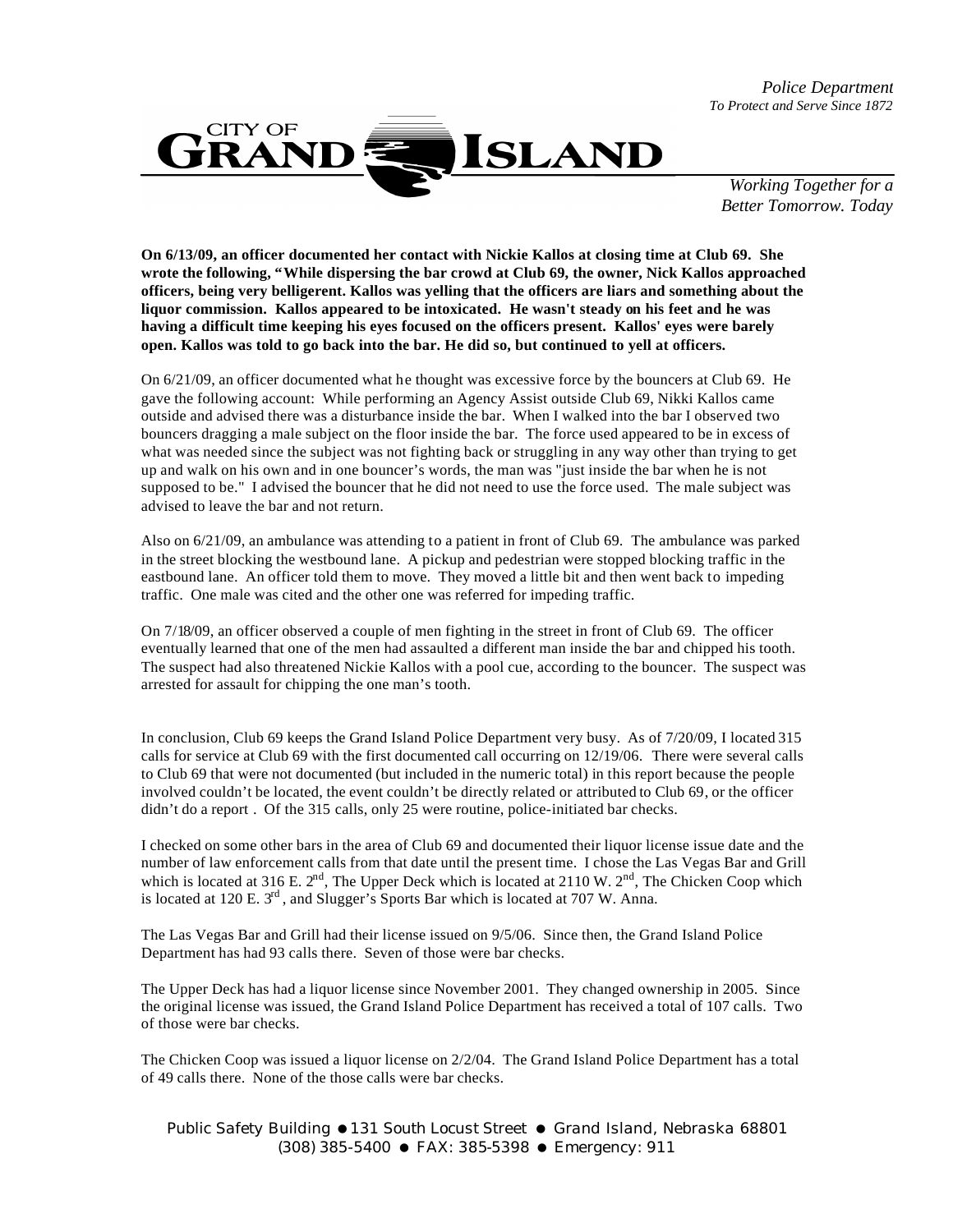**On 6/13/09, an officer documented her contact with Nickie Kallos at closing time at Club 69. She wrote the following, "While dispersing the bar crowd at Club 69, the owner, Nick Kallos approached officers, being very belligerent. Kallos was yelling that the officers are liars and something about the liquor commission. Kallos appeared to be intoxicated. He wasn't steady on his feet and he was having a difficult time keeping his eyes focused on the officers present. Kallos' eyes were barely open. Kallos was told to go back into the bar. He did so, but continued to yell at officers.**

On 6/21/09, an officer documented what he thought was excessive force by the bouncers at Club 69. He gave the following account: While performing an Agency Assist outside Club 69, Nikki Kallos came outside and advised there was a disturbance inside the bar. When I walked into the bar I observed two bouncers dragging a male subject on the floor inside the bar. The force used appeared to be in excess of what was needed since the subject was not fighting back or struggling in any way other than trying to get up and walk on his own and in one bouncer's words, the man was "just inside the bar when he is not supposed to be." I advised the bouncer that he did not need to use the force used. The male subject was advised to leave the bar and not return.

Also on 6/21/09, an ambulance was attending to a patient in front of Club 69. The ambulance was parked in the street blocking the westbound lane. A pickup and pedestrian were stopped blocking traffic in the eastbound lane. An officer told them to move. They moved a little bit and then went back to impeding traffic. One male was cited and the other one was referred for impeding traffic.

On 7/18/09, an officer observed a couple of men fighting in the street in front of Club 69. The officer eventually learned that one of the men had assaulted a different man inside the bar and chipped his tooth. The suspect had also threatened Nickie Kallos with a pool cue, according to the bouncer. The suspect was arrested for assault for chipping the one man's tooth.

In conclusion, Club 69 keeps the Grand Island Police Department very busy. As of 7/20/09, I located 315 calls for service at Club 69 with the first documented call occurring on 12/19/06. There were several calls to Club 69 that were not documented (but included in the numeric total) in this report because the people involved couldn't be located, the event couldn't be directly related or attributed to Club 69, or the officer didn't do a report . Of the 315 calls, only 25 were routine, police-initiated bar checks.

I checked on some other bars in the area of Club 69 and documented their liquor license issue date and the number of law enforcement calls from that date until the present time. I chose the Las Vegas Bar and Grill which is located at 316 E. 2nd, The Upper Deck which is located at 2110 W. 2nd, The Chicken Coop which is located at 120 E. 3rd, and Slugger's Sports Bar which is located at 707 W. Anna.

The Las Vegas Bar and Grill had their license issued on 9/5/06. Since then, the Grand Island Police Department has had 93 calls there. Seven of those were bar checks.

The Upper Deck has had a liquor license since November 2001. They changed ownership in 2005. Since the original license was issued, the Grand Island Police Department has received a total of 107 calls. Two of those were bar checks.

The Chicken Coop was issued a liquor license on 2/2/04. The Grand Island Police Department has a total of 49 calls there. None of the those calls were bar checks.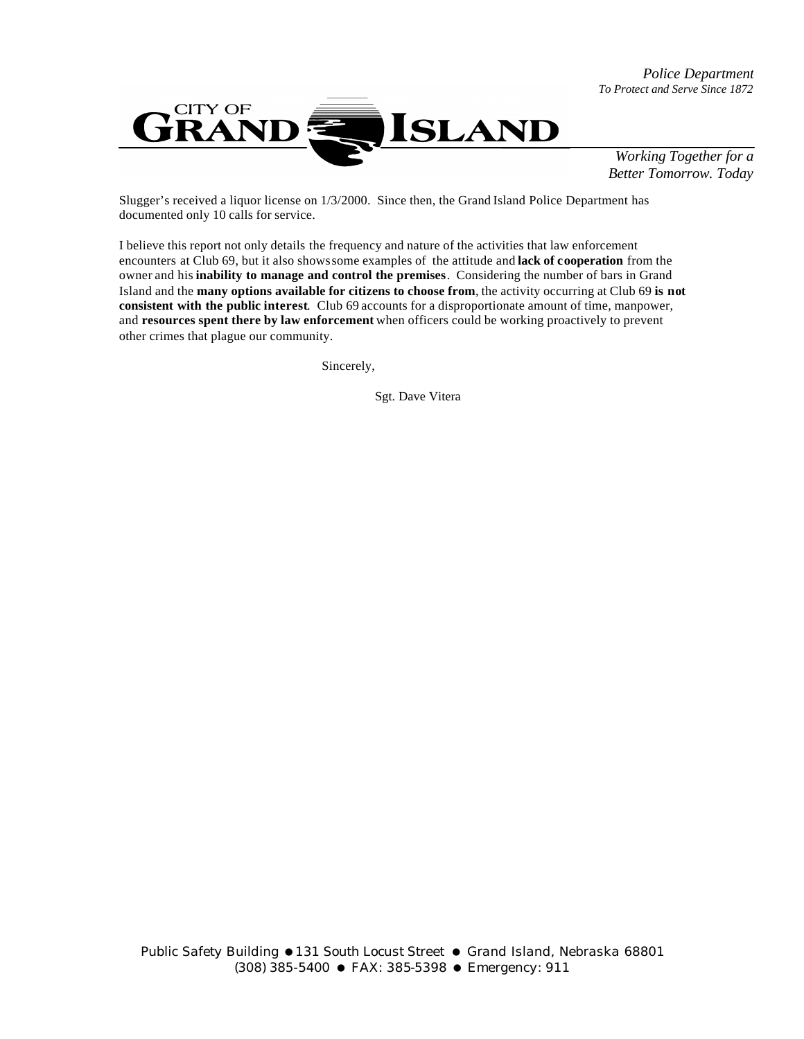Slugger's received a liquor license on 1/3/2000. Since then, the Grand Island Police Department has documented only 10 calls for service.

I believe this report not only details the frequency and nature of the activities that law enforcement encounters at Club 69, but it also shows some examples of the attitude and **lack of cooperation** from the owner and his **inability to manage and control the premises**. Considering the number of bars in Grand Island and the **many options available for citizens to choose from**, the activity occurring at Club 69 **is not consistent with the public interest**. Club 69 accounts for a disproportionate amount of time, manpower, and **resources spent there by law enforcement** when officers could be working proactively to prevent other crimes that plague our community.

Sincerely,

Sgt. Dave Vitera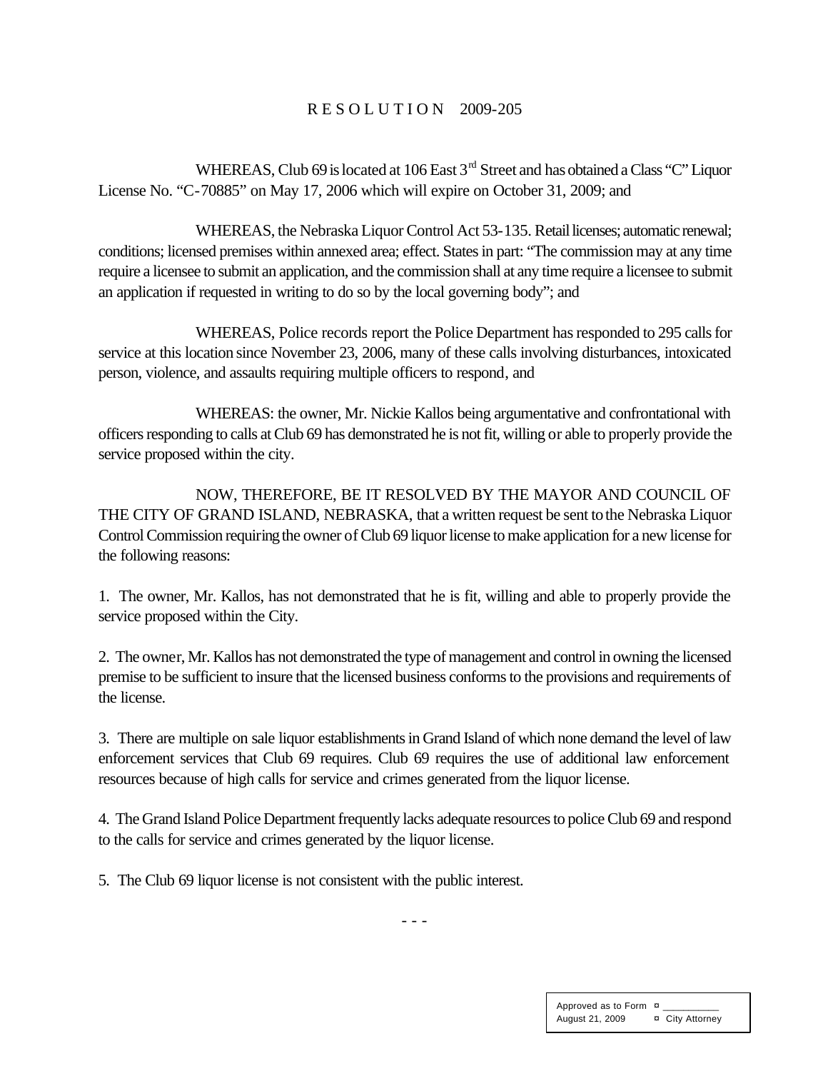# R E S O L U T I O N 2009-205

WHEREAS, Club 69 is located at 106 East 3rd Street and has obtained a Class "C" Liquor License No. "C-70885" on May 17, 2006 which will expire on October 31, 2009; and

WHEREAS, the Nebraska Liquor Control Act 53-135. Retail licenses; automatic renewal; conditions; licensed premises within annexed area; effect. States in part: "The commission may at any time require a licensee to submit an application, and the commission shall at any time require a licensee to submit an application if requested in writing to do so by the local governing body"; and

WHEREAS, Police records report the Police Department has responded to 295 calls for service at this location since November 23, 2006, many of these calls involving disturbances, intoxicated person, violence, and assaults requiring multiple officers to respond, and

WHEREAS: the owner, Mr. Nickie Kallos being argumentative and confrontational with officers responding to calls at Club 69 has demonstrated he is not fit, willing or able to properly provide the service proposed within the city.

NOW, THEREFORE, BE IT RESOLVED BY THE MAYOR AND COUNCIL OF THE CITY OF GRAND ISLAND, NEBRASKA, that a written request be sent to the Nebraska Liquor Control Commission requiring the owner of Club 69 liquor license to make application for a new license for the following reasons:

1. The owner, Mr. Kallos, has not demonstrated that he is fit, willing and able to properly provide the service proposed within the City.

2. The owner, Mr. Kallos has not demonstrated the type of management and control in owning the licensed premise to be sufficient to insure that the licensed business conforms to the provisions and requirements of the license.

3. There are multiple on sale liquor establishments in Grand Island of which none demand the level of law enforcement services that Club 69 requires. Club 69 requires the use of additional law enforcement resources because of high calls for service and crimes generated from the liquor license.

4. The Grand Island Police Department frequently lacks adequate resources to police Club 69 and respond to the calls for service and crimes generated by the liquor license.

5. The Club 69 liquor license is not consistent with the public interest.

- - -

| Approved as to Form | ¤ ___________ |
|---|---|
| August 21, 2009 | ¤ City Attorney |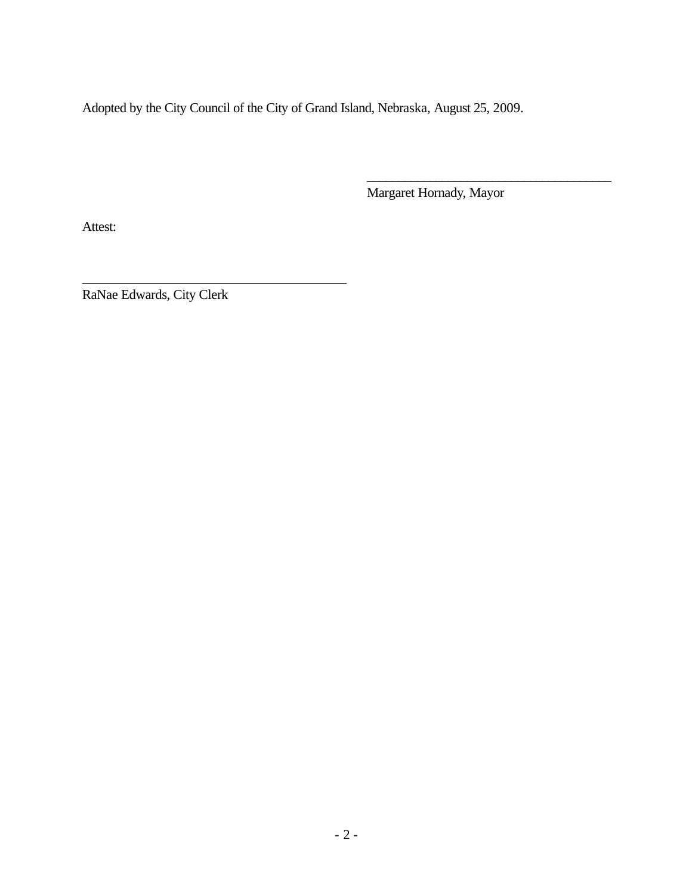Adopted by the City Council of the City of Grand Island, Nebraska, August 25, 2009.

_____________________________________
Margaret Hornady, Mayor

Attest:

_______________________________________
RaNae Edwards, City Clerk